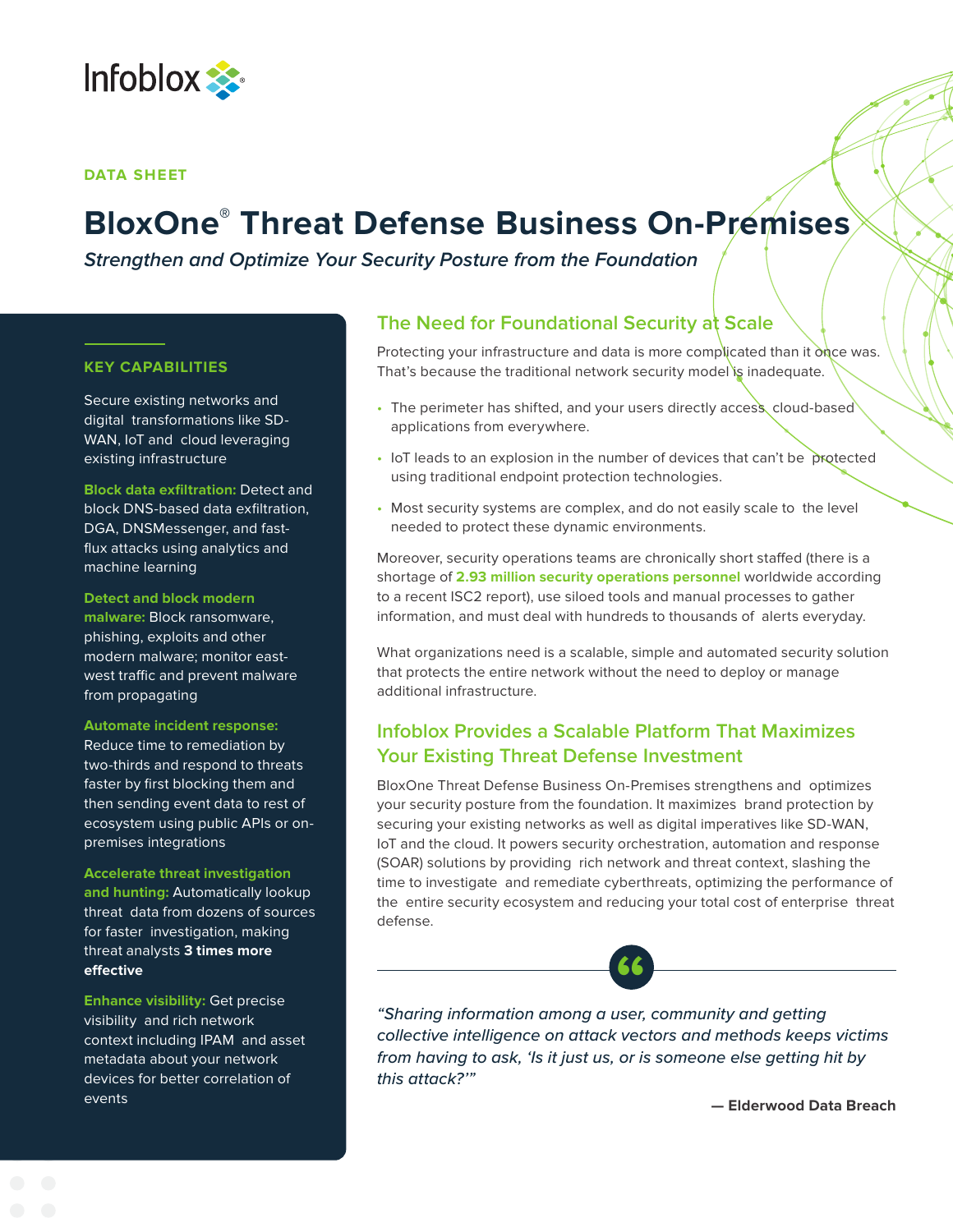Infoblox

DATA SHEET

# BloxOne® Threat Defense Business On-Premises

*Strengthen and Optimize Your Security Posture from the Foundation*

### KEY CAPABILITIES

Secure existing networks and digital transformations like SD-WAN, IoT and cloud leveraging existing infrastructure

**Block data exfiltration:** Detect and block DNS-based data exfiltration, DGA, DNSMessenger, and fast-flux attacks using analytics and machine learning

**Detect and block modern malware:** Block ransomware, phishing, exploits and other modern malware; monitor east-west traffic and prevent malware from propagating

**Automate incident response:** Reduce time to remediation by two-thirds and respond to threats faster by first blocking them and then sending event data to rest of ecosystem using public APIs or on-premises integrations

**Accelerate threat investigation and hunting:** Automatically lookup threat data from dozens of sources for faster investigation, making threat analysts **3 times more effective**

**Enhance visibility:** Get precise visibility and rich network context including IPAM and asset metadata about your network devices for better correlation of events

## The Need for Foundational Security at Scale

Protecting your infrastructure and data is more complicated than it once was. That's because the traditional network security model is inadequate.

- The perimeter has shifted, and your users directly access cloud-based applications from everywhere.
- IoT leads to an explosion in the number of devices that can't be protected using traditional endpoint protection technologies.
- Most security systems are complex, and do not easily scale to the level needed to protect these dynamic environments.

Moreover, security operations teams are chronically short staffed (there is a shortage of **2.93 million security operations personnel** worldwide according to a recent ISC2 report), use siloed tools and manual processes to gather information, and must deal with hundreds to thousands of alerts everyday.

What organizations need is a scalable, simple and automated security solution that protects the entire network without the need to deploy or manage additional infrastructure.

## Infoblox Provides a Scalable Platform That Maximizes Your Existing Threat Defense Investment

BloxOne Threat Defense Business On-Premises strengthens and optimizes your security posture from the foundation. It maximizes brand protection by securing your existing networks as well as digital imperatives like SD-WAN, IoT and the cloud. It powers security orchestration, automation and response (SOAR) solutions by providing rich network and threat context, slashing the time to investigate and remediate cyberthreats, optimizing the performance of the entire security ecosystem and reducing your total cost of enterprise threat defense.

> *"Sharing information among a user, community and getting collective intelligence on attack vectors and methods keeps victims from having to ask, 'Is it just us, or is someone else getting hit by this attack?'"*
>
> **— Elderwood Data Breach**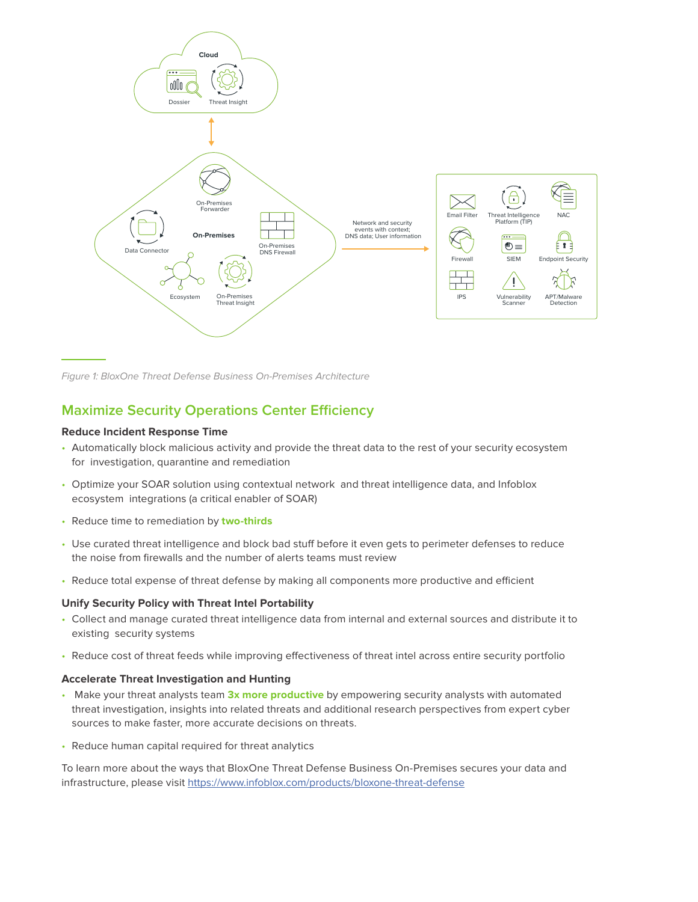*Figure 1: BloxOne Threat Defense Business On-Premises Architecture*

## Maximize Security Operations Center Efficiency

### Reduce Incident Response Time

- Automatically block malicious activity and provide the threat data to the rest of your security ecosystem for investigation, quarantine and remediation
- Optimize your SOAR solution using contextual network and threat intelligence data, and Infoblox ecosystem integrations (a critical enabler of SOAR)
- Reduce time to remediation by **two-thirds**
- Use curated threat intelligence and block bad stuff before it even gets to perimeter defenses to reduce the noise from firewalls and the number of alerts teams must review
- Reduce total expense of threat defense by making all components more productive and efficient

### Unify Security Policy with Threat Intel Portability

- Collect and manage curated threat intelligence data from internal and external sources and distribute it to existing security systems
- Reduce cost of threat feeds while improving effectiveness of threat intel across entire security portfolio

### Accelerate Threat Investigation and Hunting

- Make your threat analysts team **3x more productive** by empowering security analysts with automated threat investigation, insights into related threats and additional research perspectives from expert cyber sources to make faster, more accurate decisions on threats.
- Reduce human capital required for threat analytics

To learn more about the ways that BloxOne Threat Defense Business On-Premises secures your data and infrastructure, please visit [https://www.infoblox.com/products/bloxone-threat-defense](https://www.infoblox.com/products/bloxone-threat-defense)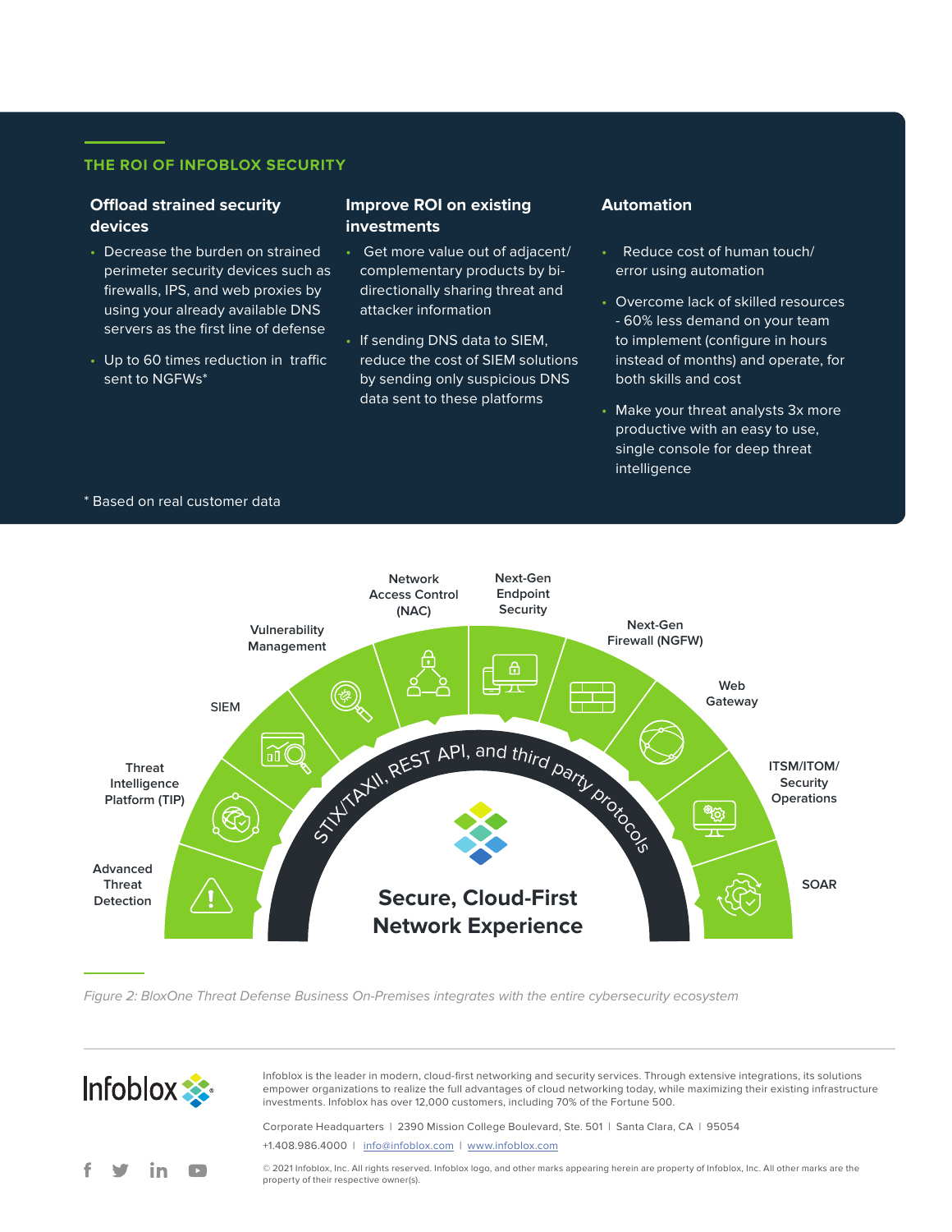## THE ROI OF INFOBLOX SECURITY

### Offload strained security devices

- Decrease the burden on strained perimeter security devices such as firewalls, IPS, and web proxies by using your already available DNS servers as the first line of defense
- Up to 60 times reduction in traffic sent to NGFWs*

### Improve ROI on existing investments

- Get more value out of adjacent/ complementary products by bi-directionally sharing threat and attacker information
- If sending DNS data to SIEM, reduce the cost of SIEM solutions by sending only suspicious DNS data sent to these platforms

### Automation

- Reduce cost of human touch/ error using automation
- Overcome lack of skilled resources - 60% less demand on your team to implement (configure in hours instead of months) and operate, for both skills and cost
- Make your threat analysts 3x more productive with an easy to use, single console for deep threat intelligence

* Based on real customer data

Advanced Threat Detection
Threat Intelligence Platform (TIP)
SIEM
Vulnerability Management
Network Access Control (NAC)
Next-Gen Endpoint Security
Next-Gen Firewall (NGFW)
Web Gateway
ITSM/ITOM/ Security Operations
SOAR
STIX/TAXII, REST API, and third party protocols
Secure, Cloud-First Network Experience

*Figure 2: BloxOne Threat Defense Business On-Premises integrates with the entire cybersecurity ecosystem*

Infoblox is the leader in modern, cloud-first networking and security services. Through extensive integrations, its solutions empower organizations to realize the full advantages of cloud networking today, while maximizing their existing infrastructure investments. Infoblox has over 12,000 customers, including 70% of the Fortune 500.

Corporate Headquarters | 2390 Mission College Boulevard, Ste. 501 | Santa Clara, CA | 95054

+1.408.986.4000 | info@infoblox.com | www.infoblox.com

© 2021 Infoblox, Inc. All rights reserved. Infoblox logo, and other marks appearing herein are property of Infoblox, Inc. All other marks are the property of their respective owner(s).